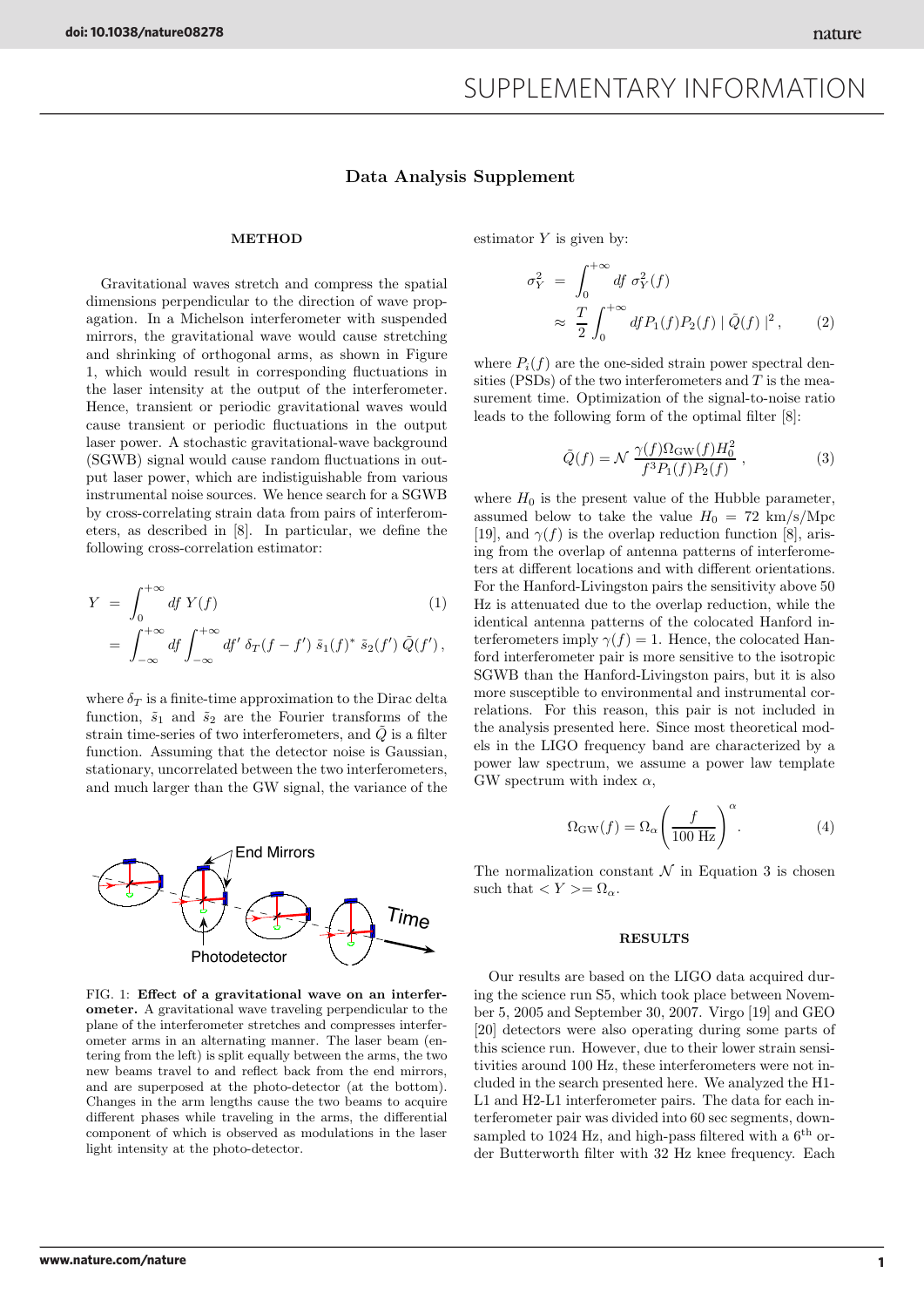# Data Analysis Supplement

## METHOD

Gravitational waves stretch and compress the spatial dimensions perpendicular to the direction of wave propagation. In a Michelson interferometer with suspended mirrors, the gravitational wave would cause stretching and shrinking of orthogonal arms, as shown in Figure 1, which would result in corresponding fluctuations in the laser intensity at the output of the interferometer. Hence, transient or periodic gravitational waves would cause transient or periodic fluctuations in the output laser power. A stochastic gravitational-wave background (SGWB) signal would cause random fluctuations in output laser power, which are indistiguishable from various instrumental noise sources. We hence search for a SGWB by cross-correlating strain data from pairs of interferometers, as described in [8]. In particular, we define the following cross-correlation estimator:

$$
\begin{aligned}
Y &= \int_0^{+\infty} df \; Y(f) && (1)\\
&= \int_{-\infty}^{+\infty} df \int_{-\infty}^{+\infty} df' \; \delta_T(f-f') \; \tilde{s}_1(f)^* \; \tilde{s}_2(f') \; \tilde{Q}(f'),
\end{aligned}
$$

where $\delta_T$ is a finite-time approximation to the Dirac delta function, $\tilde{s}_1$ and $\tilde{s}_2$ are the Fourier transforms of the strain time-series of two interferometers, and $\tilde{Q}$ is a filter function. Assuming that the detector noise is Gaussian, stationary, uncorrelated between the two interferometers, and much larger than the GW signal, the variance of the estimator $Y$ is given by:

$$
\begin{aligned}
\sigma_Y^2 &= \int_0^{+\infty} df \; \sigma_Y^2(f)\\
&\approx \frac{T}{2} \int_0^{+\infty} df P_1(f) P_2(f) \mid \tilde{Q}(f) \mid^2, && (2)
\end{aligned}
$$

where $P_i(f)$ are the one-sided strain power spectral densities (PSDs) of the two interferometers and $T$ is the measurement time. Optimization of the signal-to-noise ratio leads to the following form of the optimal filter [8]:

$$
\tilde{Q}(f) = \mathcal{N} \, \frac{\gamma(f) \Omega_{\rm GW}(f) H_0^2}{f^3 P_1(f) P_2(f)}, \qquad (3)
$$

where $H_0$ is the present value of the Hubble parameter, assumed below to take the value $H_0 = 72$ km/s/Mpc [19], and $\gamma(f)$ is the overlap reduction function [8], arising from the overlap of antenna patterns of interferometers at different locations and with different orientations. For the Hanford-Livingston pairs the sensitivity above 50 Hz is attenuated due to the overlap reduction, while the identical antenna patterns of the colocated Hanford interferometers imply $\gamma(f) = 1$. Hence, the colocated Hanford interferometer pair is more sensitive to the isotropic SGWB than the Hanford-Livingston pairs, but it is also more susceptible to environmental and instrumental correlations. For this reason, this pair is not included in the analysis presented here. Since most theoretical models in the LIGO frequency band are characterized by a power law spectrum, we assume a power law template GW spectrum with index $\alpha$,

$$
\Omega_{\rm GW}(f) = \Omega_\alpha \left( \frac{f}{100 \text{ Hz}} \right)^\alpha. \qquad (4)
$$

The normalization constant $\mathcal{N}$ in Equation 3 is chosen such that $< Y > = \Omega_\alpha$.

FIG. 1: **Effect of a gravitational wave on an interferometer.** A gravitational wave traveling perpendicular to the plane of the interferometer stretches and compresses interferometer arms in an alternating manner. The laser beam (entering from the left) is split equally between the arms, the two new beams travel to and reflect back from the end mirrors, and are superposed at the photo-detector (at the bottom). Changes in the arm lengths cause the two beams to acquire different phases while traveling in the arms, the differential component of which is observed as modulations in the laser light intensity at the photo-detector.

## RESULTS

Our results are based on the LIGO data acquired during the science run S5, which took place between November 5, 2005 and September 30, 2007. Virgo [19] and GEO [20] detectors were also operating during some parts of this science run. However, due to their lower strain sensitivities around 100 Hz, these interferometers were not included in the search presented here. We analyzed the H1-L1 and H2-L1 interferometer pairs. The data for each interferometer pair was divided into 60 sec segments, downsampled to 1024 Hz, and high-pass filtered with a 6$^{\rm th}$ order Butterworth filter with 32 Hz knee frequency. Each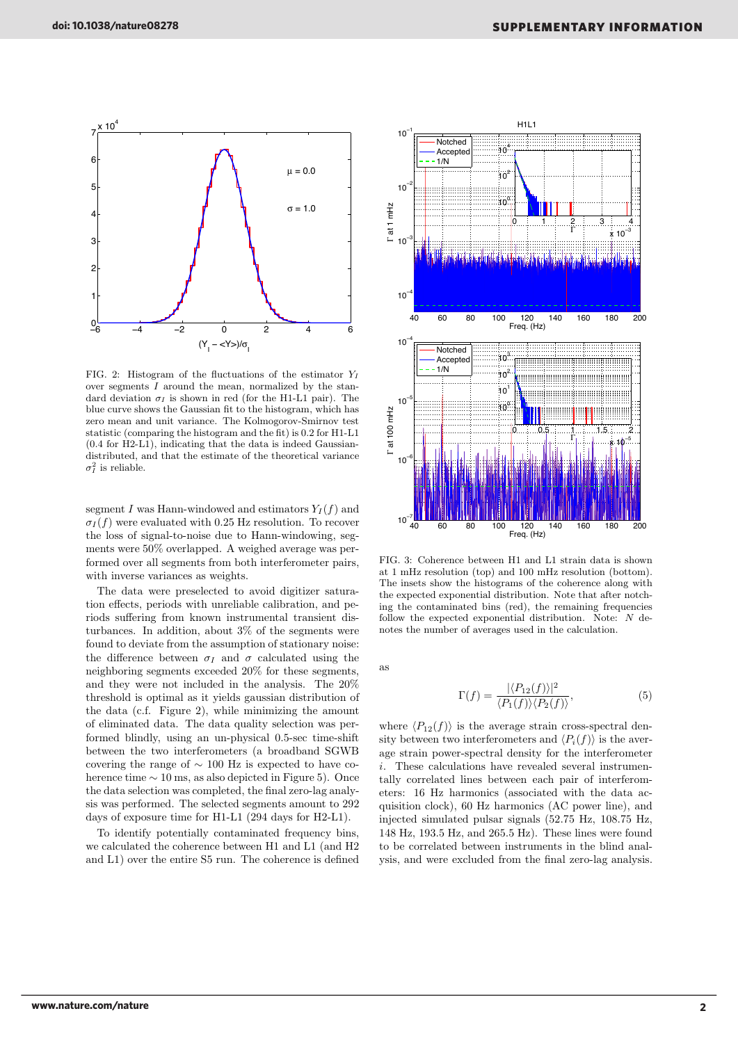FIG. 2: Histogram of the fluctuations of the estimator $Y_I$ over segments $I$ around the mean, normalized by the standard deviation $\sigma_I$ is shown in red (for the H1-L1 pair). The blue curve shows the Gaussian fit to the histogram, which has zero mean and unit variance. The Kolmogorov-Smirnov test statistic (comparing the histogram and the fit) is 0.2 for H1-L1 (0.4 for H2-L1), indicating that the data is indeed Gaussian-distributed, and that the estimate of the theoretical variance $\sigma_I^2$ is reliable.

segment $I$ was Hann-windowed and estimators $Y_I(f)$ and $\sigma_I(f)$ were evaluated with 0.25 Hz resolution. To recover the loss of signal-to-noise due to Hann-windowing, segments were 50% overlapped. A weighed average was performed over all segments from both interferometer pairs, with inverse variances as weights.

The data were preselected to avoid digitizer saturation effects, periods with unreliable calibration, and periods suffering from known instrumental transient disturbances. In addition, about 3% of the segments were found to deviate from the assumption of stationary noise: the difference between $\sigma_I$ and $\sigma$ calculated using the neighboring segments exceeded 20% for these segments, and they were not included in the analysis. The 20% threshold is optimal as it yields gaussian distribution of the data (c.f. Figure 2), while minimizing the amount of eliminated data. The data quality selection was performed blindly, using an un-physical 0.5-sec time-shift between the two interferometers (a broadband SGWB covering the range of $\sim$ 100 Hz is expected to have coherence time $\sim$ 10 ms, as also depicted in Figure 5). Once the data selection was completed, the final zero-lag analysis was performed. The selected segments amount to 292 days of exposure time for H1-L1 (294 days for H2-L1).

To identify potentially contaminated frequency bins, we calculated the coherence between H1 and L1 (and H2 and L1) over the entire S5 run. The coherence is defined as

$$\Gamma(f) = \frac{|\langle P_{12}(f)\rangle|^2}{\langle P_1(f)\rangle\langle P_2(f)\rangle}, \tag{5}$$

where $\langle P_{12}(f)\rangle$ is the average strain cross-spectral density between two interferometers and $\langle P_i(f)\rangle$ is the average strain power-spectral density for the interferometer $i$. These calculations have revealed several instrumentally correlated lines between each pair of interferometers: 16 Hz harmonics (associated with the data acquisition clock), 60 Hz harmonics (AC power line), and injected simulated pulsar signals (52.75 Hz, 108.75 Hz, 148 Hz, 193.5 Hz, and 265.5 Hz). These lines were found to be correlated between instruments in the blind analysis, and were excluded from the final zero-lag analysis.

FIG. 3: Coherence between H1 and L1 strain data is shown at 1 mHz resolution (top) and 100 mHz resolution (bottom). The insets show the histograms of the coherence along with the expected exponential distribution. Note that after notching the contaminated bins (red), the remaining frequencies follow the expected exponential distribution. Note: $N$ denotes the number of averages used in the calculation.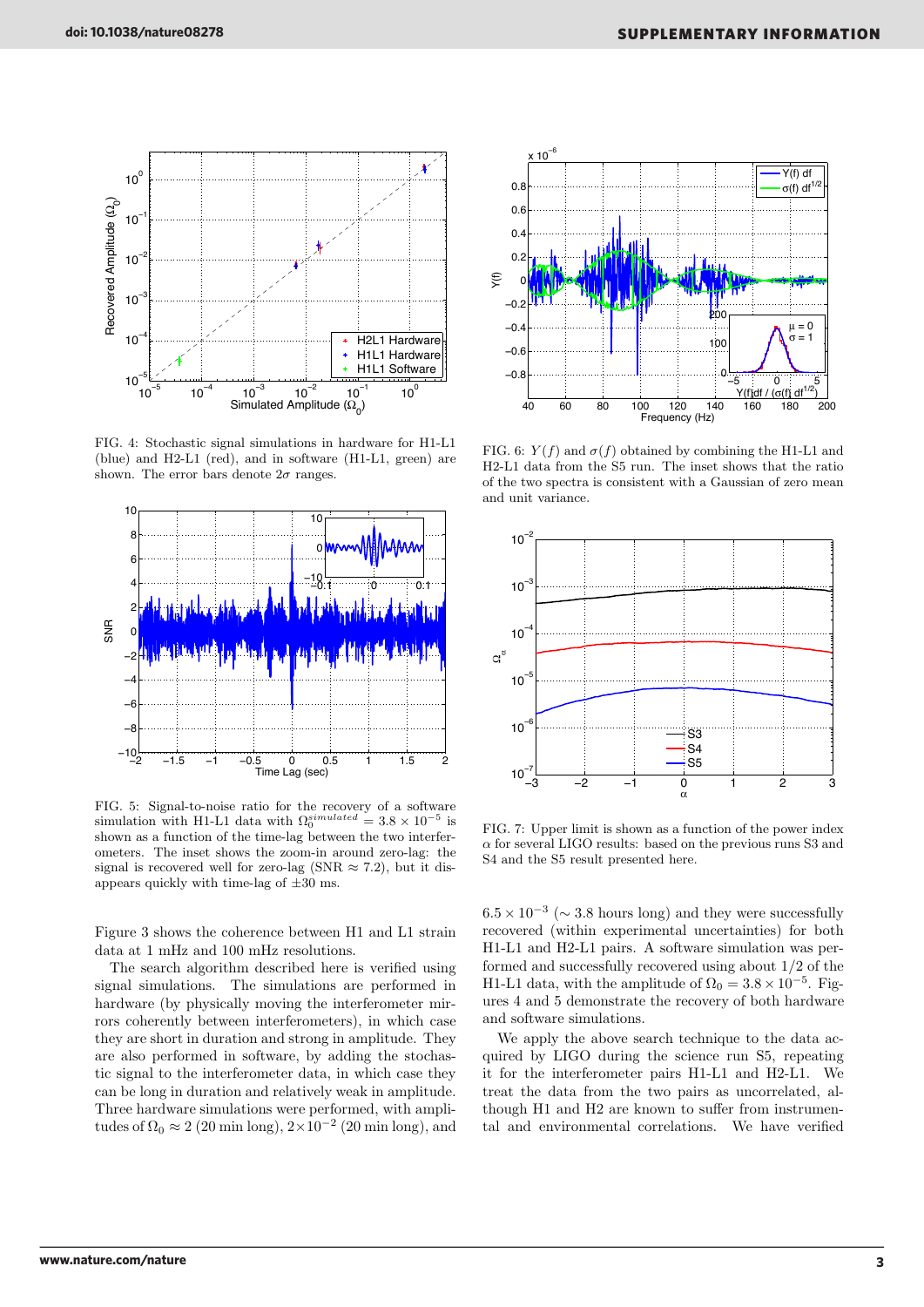FIG. 4: Stochastic signal simulations in hardware for H1-L1 (blue) and H2-L1 (red), and in software (H1-L1, green) are shown. The error bars denote $2\sigma$ ranges.

FIG. 5: Signal-to-noise ratio for the recovery of a software simulation with H1-L1 data with $\Omega_0^{simulated} = 3.8 \times 10^{-5}$ is shown as a function of the time-lag between the two interferometers. The inset shows the zoom-in around zero-lag: the signal is recovered well for zero-lag (SNR $\approx 7.2$), but it disappears quickly with time-lag of $\pm 30$ ms.

FIG. 6: $Y(f)$ and $\sigma(f)$ obtained by combining the H1-L1 and H2-L1 data from the S5 run. The inset shows that the ratio of the two spectra is consistent with a Gaussian of zero mean and unit variance.

FIG. 7: Upper limit is shown as a function of the power index $\alpha$ for several LIGO results: based on the previous runs S3 and S4 and the S5 result presented here.

Figure 3 shows the coherence between H1 and L1 strain data at 1 mHz and 100 mHz resolutions.

The search algorithm described here is verified using signal simulations. The simulations are performed in hardware (by physically moving the interferometer mirrors coherently between interferometers), in which case they are short in duration and strong in amplitude. They are also performed in software, by adding the stochastic signal to the interferometer data, in which case they can be long in duration and relatively weak in amplitude. Three hardware simulations were performed, with amplitudes of $\Omega_0 \approx 2$ (20 min long), $2 \times 10^{-2}$ (20 min long), and $6.5 \times 10^{-3}$ ($\sim 3.8$ hours long) and they were successfully recovered (within experimental uncertainties) for both H1-L1 and H2-L1 pairs. A software simulation was performed and successfully recovered using about 1/2 of the H1-L1 data, with the amplitude of $\Omega_0 = 3.8 \times 10^{-5}$. Figures 4 and 5 demonstrate the recovery of both hardware and software simulations.

We apply the above search technique to the data acquired by LIGO during the science run S5, repeating it for the interferometer pairs H1-L1 and H2-L1. We treat the data from the two pairs as uncorrelated, although H1 and H2 are known to suffer from instrumental and environmental correlations. We have verified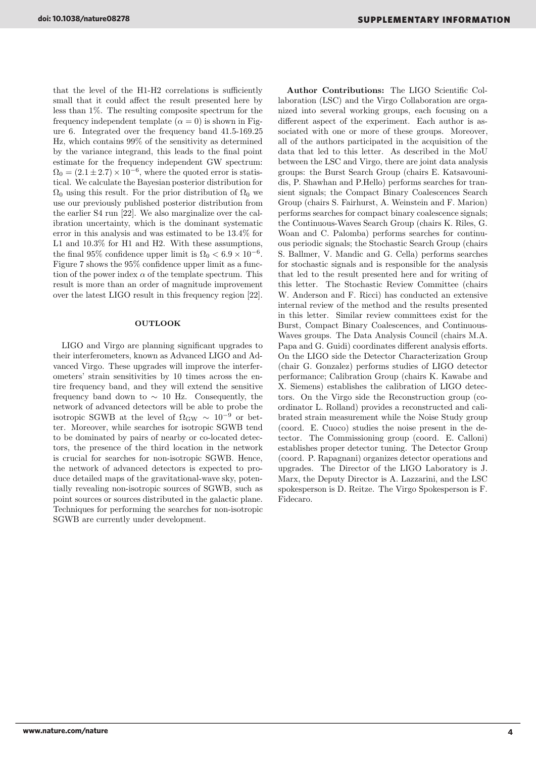that the level of the H1-H2 correlations is sufficiently small that it could affect the result presented here by less than 1%. The resulting composite spectrum for the frequency independent template ($\alpha = 0$) is shown in Figure 6. Integrated over the frequency band 41.5-169.25 Hz, which contains 99% of the sensitivity as determined by the variance integrand, this leads to the final point estimate for the frequency independent GW spectrum: $\Omega_0 = (2.1 \pm 2.7) \times 10^{-6}$, where the quoted error is statistical. We calculate the Bayesian posterior distribution for $\Omega_0$ using this result. For the prior distribution of $\Omega_0$ we use our previously published posterior distribution from the earlier S4 run [22]. We also marginalize over the calibration uncertainty, which is the dominant systematic error in this analysis and was estimated to be 13.4% for L1 and 10.3% for H1 and H2. With these assumptions, the final 95% confidence upper limit is $\Omega_0 < 6.9 \times 10^{-6}$. Figure 7 shows the 95% confidence upper limit as a function of the power index $\alpha$ of the template spectrum. This result is more than an order of magnitude improvement over the latest LIGO result in this frequency region [22].

## OUTLOOK

LIGO and Virgo are planning significant upgrades to their interferometers, known as Advanced LIGO and Advanced Virgo. These upgrades will improve the interferometers' strain sensitivities by 10 times across the entire frequency band, and they will extend the sensitive frequency band down to $\sim 10$ Hz. Consequently, the network of advanced detectors will be able to probe the isotropic SGWB at the level of $\Omega_{\rm GW} \sim 10^{-9}$ or better. Moreover, while searches for isotropic SGWB tend to be dominated by pairs of nearby or co-located detectors, the presence of the third location in the network is crucial for searches for non-isotropic SGWB. Hence, the network of advanced detectors is expected to produce detailed maps of the gravitational-wave sky, potentially revealing non-isotropic sources of SGWB, such as point sources or sources distributed in the galactic plane. Techniques for performing the searches for non-isotropic SGWB are currently under development.

**Author Contributions:** The LIGO Scientific Collaboration (LSC) and the Virgo Collaboration are organized into several working groups, each focusing on a different aspect of the experiment. Each author is associated with one or more of these groups. Moreover, all of the authors participated in the acquisition of the data that led to this letter. As described in the MoU between the LSC and Virgo, there are joint data analysis groups: the Burst Search Group (chairs E. Katsavounidis, P. Shawhan and P.Hello) performs searches for transient signals; the Compact Binary Coalescences Search Group (chairs S. Fairhurst, A. Weinstein and F. Marion) performs searches for compact binary coalescence signals; the Continuous-Waves Search Group (chairs K. Riles, G. Woan and C. Palomba) performs searches for continuous periodic signals; the Stochastic Search Group (chairs S. Ballmer, V. Mandic and G. Cella) performs searches for stochastic signals and is responsible for the analysis that led to the result presented here and for writing of this letter. The Stochastic Review Committee (chairs W. Anderson and F. Ricci) has conducted an extensive internal review of the method and the results presented in this letter. Similar review committees exist for the Burst, Compact Binary Coalescences, and Continuous-Waves groups. The Data Analysis Council (chairs M.A. Papa and G. Guidi) coordinates different analysis efforts. On the LIGO side the Detector Characterization Group (chair G. Gonzalez) performs studies of LIGO detector performance; Calibration Group (chairs K. Kawabe and X. Siemens) establishes the calibration of LIGO detectors. On the Virgo side the Reconstruction group (coordinator L. Rolland) provides a reconstructed and calibrated strain measurement while the Noise Study group (coord. E. Cuoco) studies the noise present in the detector. The Commissioning group (coord. E. Calloni) establishes proper detector tuning. The Detector Group (coord. P. Rapagnani) organizes detector operations and upgrades. The Director of the LIGO Laboratory is J. Marx, the Deputy Director is A. Lazzarini, and the LSC spokesperson is D. Reitze. The Virgo Spokesperson is F. Fidecaro.